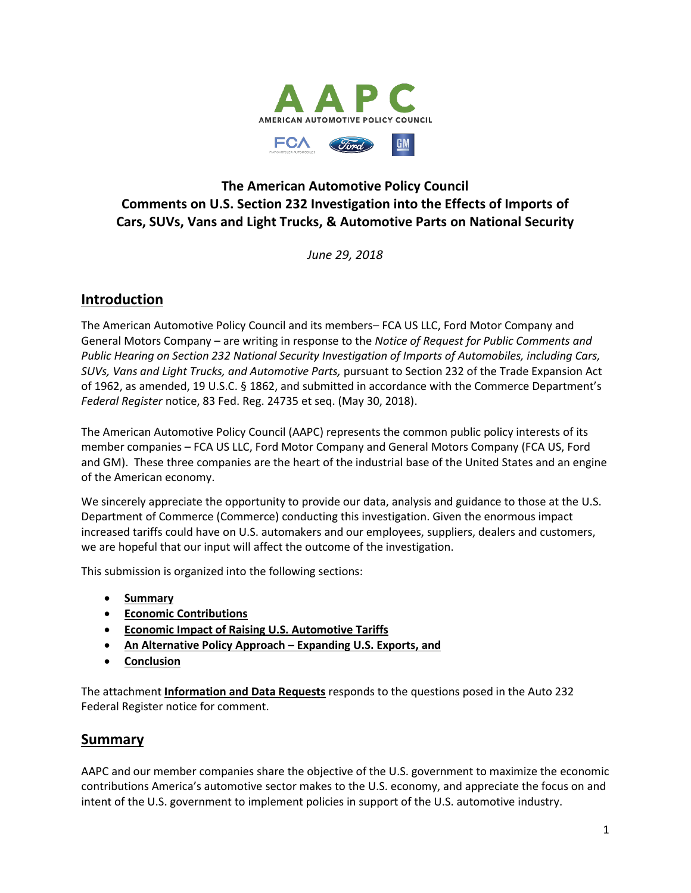AAPC

AMERICAN AUTOMOTIVE POLICY COUNCIL

FCA Ford GM

# The American Automotive Policy Council Comments on U.S. Section 232 Investigation into the Effects of Imports of Cars, SUVs, Vans and Light Trucks, & Automotive Parts on National Security

*June 29, 2018*

## Introduction

The American Automotive Policy Council and its members– FCA US LLC, Ford Motor Company and General Motors Company – are writing in response to the *Notice of Request for Public Comments and Public Hearing on Section 232 National Security Investigation of Imports of Automobiles, including Cars, SUVs, Vans and Light Trucks, and Automotive Parts,* pursuant to Section 232 of the Trade Expansion Act of 1962, as amended, 19 U.S.C. § 1862, and submitted in accordance with the Commerce Department's *Federal Register* notice, 83 Fed. Reg. 24735 et seq. (May 30, 2018).

The American Automotive Policy Council (AAPC) represents the common public policy interests of its member companies – FCA US LLC, Ford Motor Company and General Motors Company (FCA US, Ford and GM). These three companies are the heart of the industrial base of the United States and an engine of the American economy.

We sincerely appreciate the opportunity to provide our data, analysis and guidance to those at the U.S. Department of Commerce (Commerce) conducting this investigation. Given the enormous impact increased tariffs could have on U.S. automakers and our employees, suppliers, dealers and customers, we are hopeful that our input will affect the outcome of the investigation.

This submission is organized into the following sections:

- **Summary**
- **Economic Contributions**
- **Economic Impact of Raising U.S. Automotive Tariffs**
- **An Alternative Policy Approach – Expanding U.S. Exports, and**
- **Conclusion**

The attachment **Information and Data Requests** responds to the questions posed in the Auto 232 Federal Register notice for comment.

## Summary

AAPC and our member companies share the objective of the U.S. government to maximize the economic contributions America's automotive sector makes to the U.S. economy, and appreciate the focus on and intent of the U.S. government to implement policies in support of the U.S. automotive industry.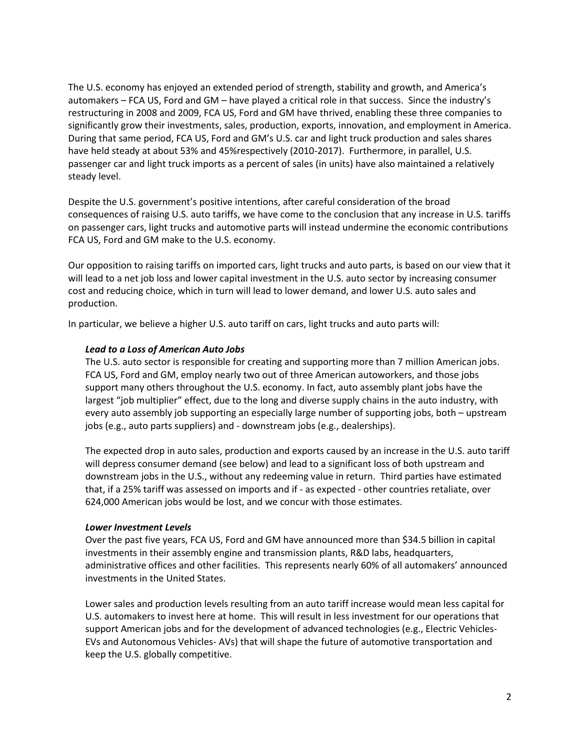The U.S. economy has enjoyed an extended period of strength, stability and growth, and America's automakers – FCA US, Ford and GM – have played a critical role in that success. Since the industry's restructuring in 2008 and 2009, FCA US, Ford and GM have thrived, enabling these three companies to significantly grow their investments, sales, production, exports, innovation, and employment in America. During that same period, FCA US, Ford and GM's U.S. car and light truck production and sales shares have held steady at about 53% and 45%respectively (2010-2017). Furthermore, in parallel, U.S. passenger car and light truck imports as a percent of sales (in units) have also maintained a relatively steady level.

Despite the U.S. government's positive intentions, after careful consideration of the broad consequences of raising U.S. auto tariffs, we have come to the conclusion that any increase in U.S. tariffs on passenger cars, light trucks and automotive parts will instead undermine the economic contributions FCA US, Ford and GM make to the U.S. economy.

Our opposition to raising tariffs on imported cars, light trucks and auto parts, is based on our view that it will lead to a net job loss and lower capital investment in the U.S. auto sector by increasing consumer cost and reducing choice, which in turn will lead to lower demand, and lower U.S. auto sales and production.

In particular, we believe a higher U.S. auto tariff on cars, light trucks and auto parts will:

***Lead to a Loss of American Auto Jobs***

The U.S. auto sector is responsible for creating and supporting more than 7 million American jobs. FCA US, Ford and GM, employ nearly two out of three American autoworkers, and those jobs support many others throughout the U.S. economy. In fact, auto assembly plant jobs have the largest "job multiplier" effect, due to the long and diverse supply chains in the auto industry, with every auto assembly job supporting an especially large number of supporting jobs, both – upstream jobs (e.g., auto parts suppliers) and - downstream jobs (e.g., dealerships).

The expected drop in auto sales, production and exports caused by an increase in the U.S. auto tariff will depress consumer demand (see below) and lead to a significant loss of both upstream and downstream jobs in the U.S., without any redeeming value in return. Third parties have estimated that, if a 25% tariff was assessed on imports and if - as expected - other countries retaliate, over 624,000 American jobs would be lost, and we concur with those estimates.

***Lower Investment Levels***

Over the past five years, FCA US, Ford and GM have announced more than $34.5 billion in capital investments in their assembly engine and transmission plants, R&D labs, headquarters, administrative offices and other facilities. This represents nearly 60% of all automakers' announced investments in the United States.

Lower sales and production levels resulting from an auto tariff increase would mean less capital for U.S. automakers to invest here at home. This will result in less investment for our operations that support American jobs and for the development of advanced technologies (e.g., Electric Vehicles-EVs and Autonomous Vehicles- AVs) that will shape the future of automotive transportation and keep the U.S. globally competitive.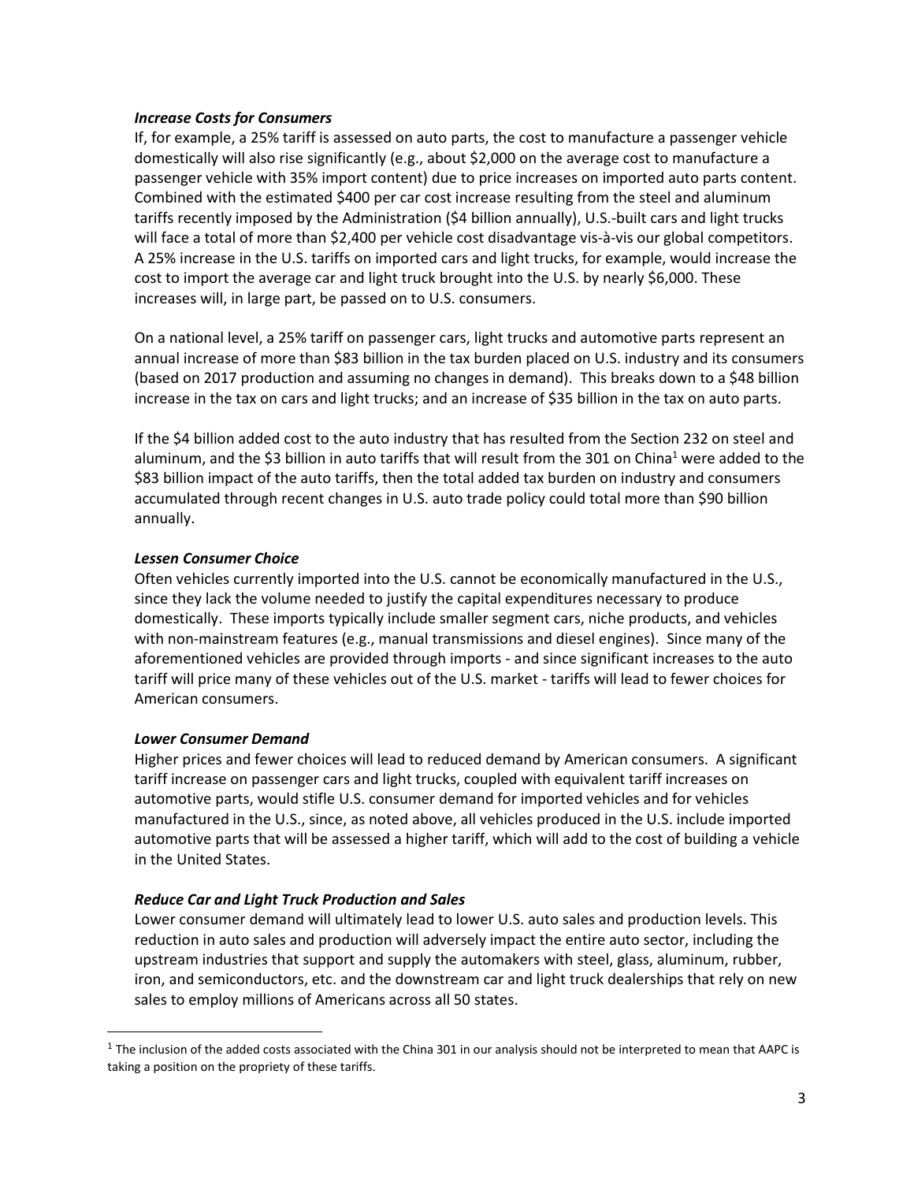### *Increase Costs for Consumers*

If, for example, a 25% tariff is assessed on auto parts, the cost to manufacture a passenger vehicle domestically will also rise significantly (e.g., about $2,000 on the average cost to manufacture a passenger vehicle with 35% import content) due to price increases on imported auto parts content. Combined with the estimated $400 per car cost increase resulting from the steel and aluminum tariffs recently imposed by the Administration ($4 billion annually), U.S.-built cars and light trucks will face a total of more than $2,400 per vehicle cost disadvantage vis-à-vis our global competitors. A 25% increase in the U.S. tariffs on imported cars and light trucks, for example, would increase the cost to import the average car and light truck brought into the U.S. by nearly $6,000. These increases will, in large part, be passed on to U.S. consumers.

On a national level, a 25% tariff on passenger cars, light trucks and automotive parts represent an annual increase of more than $83 billion in the tax burden placed on U.S. industry and its consumers (based on 2017 production and assuming no changes in demand). This breaks down to a $48 billion increase in the tax on cars and light trucks; and an increase of $35 billion in the tax on auto parts.

If the $4 billion added cost to the auto industry that has resulted from the Section 232 on steel and aluminum, and the $3 billion in auto tariffs that will result from the 301 on China[1] were added to the $83 billion impact of the auto tariffs, then the total added tax burden on industry and consumers accumulated through recent changes in U.S. auto trade policy could total more than $90 billion annually.

### *Lessen Consumer Choice*

Often vehicles currently imported into the U.S. cannot be economically manufactured in the U.S., since they lack the volume needed to justify the capital expenditures necessary to produce domestically. These imports typically include smaller segment cars, niche products, and vehicles with non-mainstream features (e.g., manual transmissions and diesel engines). Since many of the aforementioned vehicles are provided through imports - and since significant increases to the auto tariff will price many of these vehicles out of the U.S. market - tariffs will lead to fewer choices for American consumers.

### *Lower Consumer Demand*

Higher prices and fewer choices will lead to reduced demand by American consumers. A significant tariff increase on passenger cars and light trucks, coupled with equivalent tariff increases on automotive parts, would stifle U.S. consumer demand for imported vehicles and for vehicles manufactured in the U.S., since, as noted above, all vehicles produced in the U.S. include imported automotive parts that will be assessed a higher tariff, which will add to the cost of building a vehicle in the United States.

### *Reduce Car and Light Truck Production and Sales*

Lower consumer demand will ultimately lead to lower U.S. auto sales and production levels. This reduction in auto sales and production will adversely impact the entire auto sector, including the upstream industries that support and supply the automakers with steel, glass, aluminum, rubber, iron, and semiconductors, etc. and the downstream car and light truck dealerships that rely on new sales to employ millions of Americans across all 50 states.

---

[1] The inclusion of the added costs associated with the China 301 in our analysis should not be interpreted to mean that AAPC is taking a position on the propriety of these tariffs.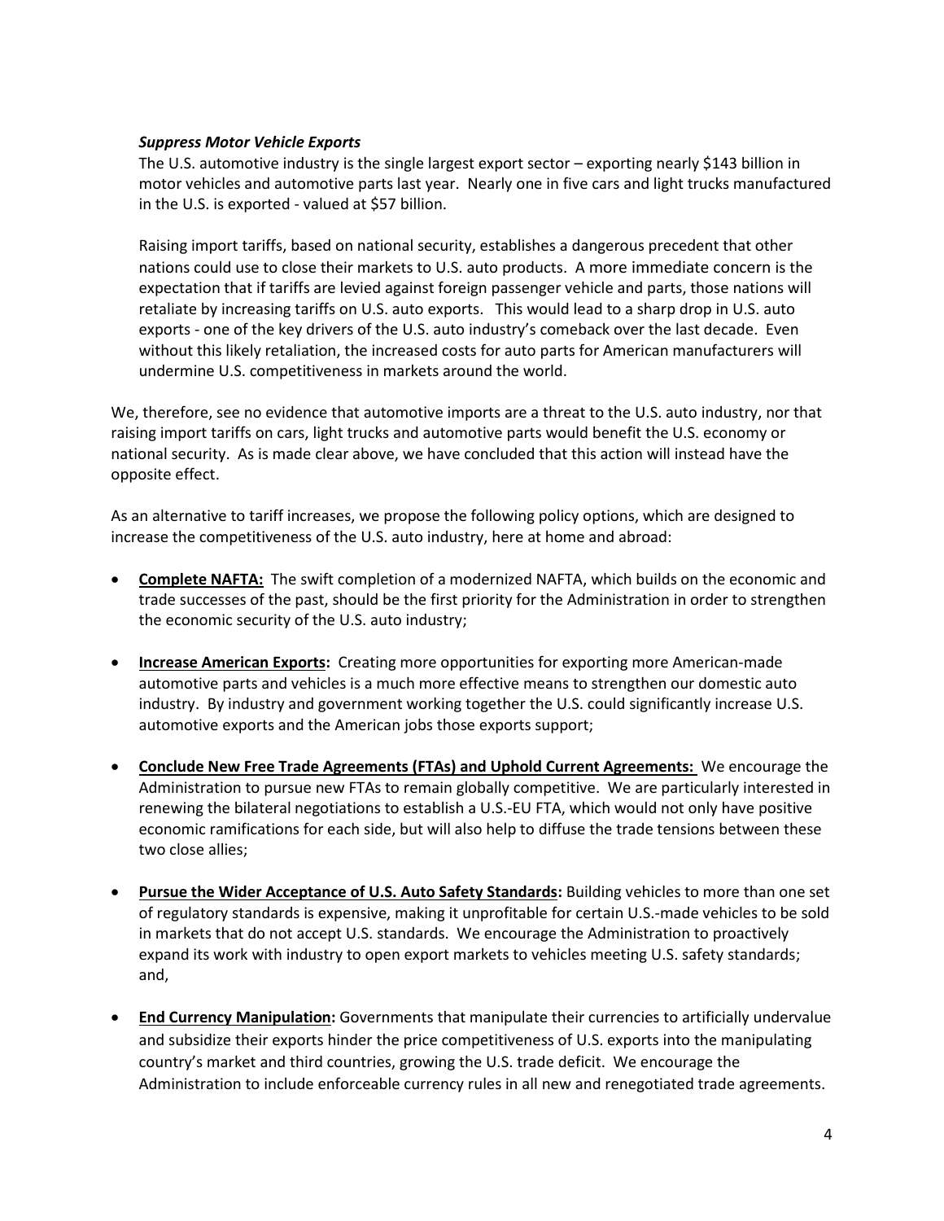***Suppress Motor Vehicle Exports***

The U.S. automotive industry is the single largest export sector – exporting nearly $143 billion in motor vehicles and automotive parts last year. Nearly one in five cars and light trucks manufactured in the U.S. is exported - valued at $57 billion.

Raising import tariffs, based on national security, establishes a dangerous precedent that other nations could use to close their markets to U.S. auto products. A more immediate concern is the expectation that if tariffs are levied against foreign passenger vehicle and parts, those nations will retaliate by increasing tariffs on U.S. auto exports. This would lead to a sharp drop in U.S. auto exports - one of the key drivers of the U.S. auto industry's comeback over the last decade. Even without this likely retaliation, the increased costs for auto parts for American manufacturers will undermine U.S. competitiveness in markets around the world.

We, therefore, see no evidence that automotive imports are a threat to the U.S. auto industry, nor that raising import tariffs on cars, light trucks and automotive parts would benefit the U.S. economy or national security. As is made clear above, we have concluded that this action will instead have the opposite effect.

As an alternative to tariff increases, we propose the following policy options, which are designed to increase the competitiveness of the U.S. auto industry, here at home and abroad:

- **Complete NAFTA:** The swift completion of a modernized NAFTA, which builds on the economic and trade successes of the past, should be the first priority for the Administration in order to strengthen the economic security of the U.S. auto industry;

- **Increase American Exports:** Creating more opportunities for exporting more American-made automotive parts and vehicles is a much more effective means to strengthen our domestic auto industry. By industry and government working together the U.S. could significantly increase U.S. automotive exports and the American jobs those exports support;

- **Conclude New Free Trade Agreements (FTAs) and Uphold Current Agreements:** We encourage the Administration to pursue new FTAs to remain globally competitive. We are particularly interested in renewing the bilateral negotiations to establish a U.S.-EU FTA, which would not only have positive economic ramifications for each side, but will also help to diffuse the trade tensions between these two close allies;

- **Pursue the Wider Acceptance of U.S. Auto Safety Standards:** Building vehicles to more than one set of regulatory standards is expensive, making it unprofitable for certain U.S.-made vehicles to be sold in markets that do not accept U.S. standards. We encourage the Administration to proactively expand its work with industry to open export markets to vehicles meeting U.S. safety standards; and,

- **End Currency Manipulation:** Governments that manipulate their currencies to artificially undervalue and subsidize their exports hinder the price competitiveness of U.S. exports into the manipulating country's market and third countries, growing the U.S. trade deficit. We encourage the Administration to include enforceable currency rules in all new and renegotiated trade agreements.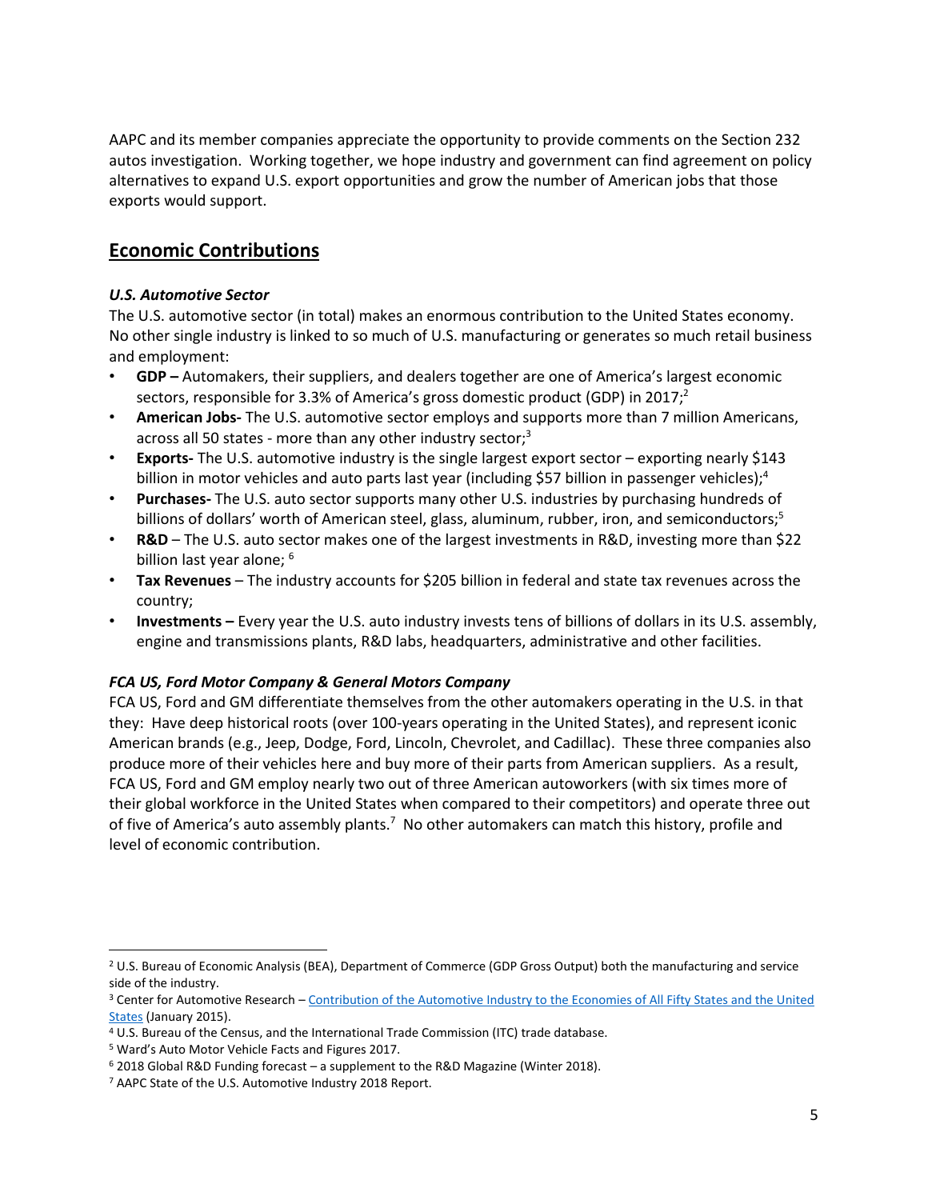AAPC and its member companies appreciate the opportunity to provide comments on the Section 232 autos investigation. Working together, we hope industry and government can find agreement on policy alternatives to expand U.S. export opportunities and grow the number of American jobs that those exports would support.

## Economic Contributions

### *U.S. Automotive Sector*

The U.S. automotive sector (in total) makes an enormous contribution to the United States economy. No other single industry is linked to so much of U.S. manufacturing or generates so much retail business and employment:

- **GDP –** Automakers, their suppliers, and dealers together are one of America's largest economic sectors, responsible for 3.3% of America's gross domestic product (GDP) in 2017;[2]
- **American Jobs-** The U.S. automotive sector employs and supports more than 7 million Americans, across all 50 states - more than any other industry sector;[3]
- **Exports-** The U.S. automotive industry is the single largest export sector – exporting nearly $143 billion in motor vehicles and auto parts last year (including $57 billion in passenger vehicles);[4]
- **Purchases-** The U.S. auto sector supports many other U.S. industries by purchasing hundreds of billions of dollars' worth of American steel, glass, aluminum, rubber, iron, and semiconductors;[5]
- **R&D** – The U.S. auto sector makes one of the largest investments in R&D, investing more than $22 billion last year alone; [6]
- **Tax Revenues** – The industry accounts for $205 billion in federal and state tax revenues across the country;
- **Investments –** Every year the U.S. auto industry invests tens of billions of dollars in its U.S. assembly, engine and transmissions plants, R&D labs, headquarters, administrative and other facilities.

### *FCA US, Ford Motor Company & General Motors Company*

FCA US, Ford and GM differentiate themselves from the other automakers operating in the U.S. in that they: Have deep historical roots (over 100-years operating in the United States), and represent iconic American brands (e.g., Jeep, Dodge, Ford, Lincoln, Chevrolet, and Cadillac). These three companies also produce more of their vehicles here and buy more of their parts from American suppliers. As a result, FCA US, Ford and GM employ nearly two out of three American autoworkers (with six times more of their global workforce in the United States when compared to their competitors) and operate three out of five of America's auto assembly plants.[7] No other automakers can match this history, profile and level of economic contribution.

---

[2] U.S. Bureau of Economic Analysis (BEA), Department of Commerce (GDP Gross Output) both the manufacturing and service side of the industry.

[3] Center for Automotive Research – Contribution of the Automotive Industry to the Economies of All Fifty States and the United States (January 2015).

[4] U.S. Bureau of the Census, and the International Trade Commission (ITC) trade database.

[5] Ward's Auto Motor Vehicle Facts and Figures 2017.

[6] 2018 Global R&D Funding forecast – a supplement to the R&D Magazine (Winter 2018).

[7] AAPC State of the U.S. Automotive Industry 2018 Report.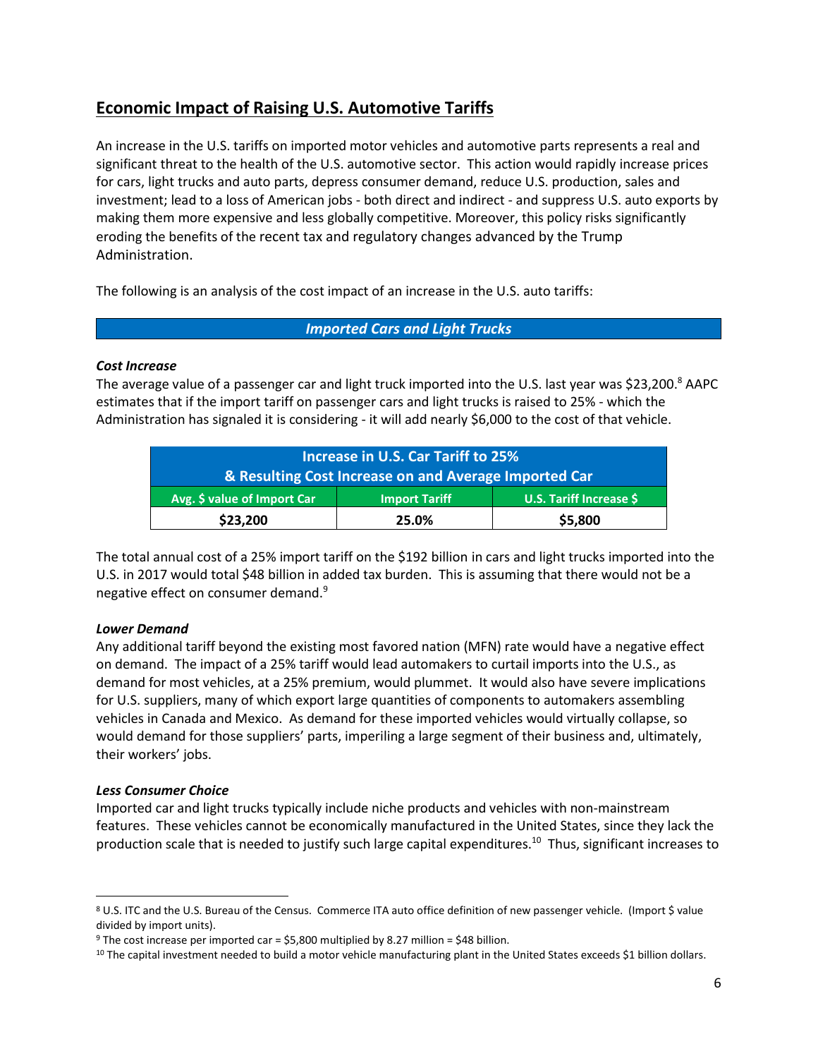## Economic Impact of Raising U.S. Automotive Tariffs

An increase in the U.S. tariffs on imported motor vehicles and automotive parts represents a real and significant threat to the health of the U.S. automotive sector. This action would rapidly increase prices for cars, light trucks and auto parts, depress consumer demand, reduce U.S. production, sales and investment; lead to a loss of American jobs - both direct and indirect - and suppress U.S. auto exports by making them more expensive and less globally competitive. Moreover, this policy risks significantly eroding the benefits of the recent tax and regulatory changes advanced by the Trump Administration.

The following is an analysis of the cost impact of an increase in the U.S. auto tariffs:

### *Imported Cars and Light Trucks*

***Cost Increase***

The average value of a passenger car and light truck imported into the U.S. last year was $23,200.[8] AAPC estimates that if the import tariff on passenger cars and light trucks is raised to 25% - which the Administration has signaled it is considering - it will add nearly $6,000 to the cost of that vehicle.

| Increase in U.S. Car Tariff to 25% & Resulting Cost Increase on and Average Imported Car | | |
|---|---|---|
| **Avg. $ value of Import Car** | **Import Tariff** | **U.S. Tariff Increase $** |
| **$23,200** | **25.0%** | **$5,800** |

The total annual cost of a 25% import tariff on the $192 billion in cars and light trucks imported into the U.S. in 2017 would total $48 billion in added tax burden. This is assuming that there would not be a negative effect on consumer demand.[9]

***Lower Demand***

Any additional tariff beyond the existing most favored nation (MFN) rate would have a negative effect on demand. The impact of a 25% tariff would lead automakers to curtail imports into the U.S., as demand for most vehicles, at a 25% premium, would plummet. It would also have severe implications for U.S. suppliers, many of which export large quantities of components to automakers assembling vehicles in Canada and Mexico. As demand for these imported vehicles would virtually collapse, so would demand for those suppliers' parts, imperiling a large segment of their business and, ultimately, their workers' jobs.

***Less Consumer Choice***

Imported car and light trucks typically include niche products and vehicles with non-mainstream features. These vehicles cannot be economically manufactured in the United States, since they lack the production scale that is needed to justify such large capital expenditures.[10] Thus, significant increases to

---

[8] U.S. ITC and the U.S. Bureau of the Census. Commerce ITA auto office definition of new passenger vehicle. (Import $ value divided by import units).

[9] The cost increase per imported car = $5,800 multiplied by 8.27 million = $48 billion.

[10] The capital investment needed to build a motor vehicle manufacturing plant in the United States exceeds $1 billion dollars.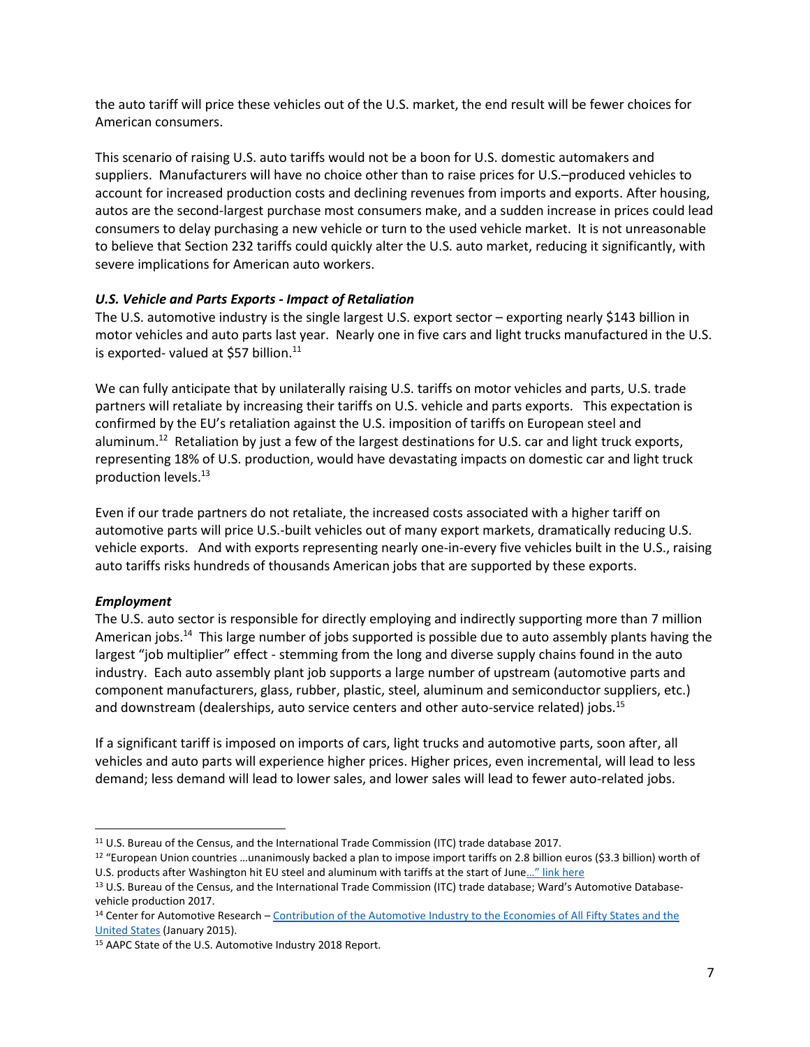the auto tariff will price these vehicles out of the U.S. market, the end result will be fewer choices for American consumers.

This scenario of raising U.S. auto tariffs would not be a boon for U.S. domestic automakers and suppliers. Manufacturers will have no choice other than to raise prices for U.S.–produced vehicles to account for increased production costs and declining revenues from imports and exports. After housing, autos are the second-largest purchase most consumers make, and a sudden increase in prices could lead consumers to delay purchasing a new vehicle or turn to the used vehicle market. It is not unreasonable to believe that Section 232 tariffs could quickly alter the U.S. auto market, reducing it significantly, with severe implications for American auto workers.

***U.S. Vehicle and Parts Exports - Impact of Retaliation***

The U.S. automotive industry is the single largest U.S. export sector – exporting nearly $143 billion in motor vehicles and auto parts last year. Nearly one in five cars and light trucks manufactured in the U.S. is exported- valued at $57 billion.[11]

We can fully anticipate that by unilaterally raising U.S. tariffs on motor vehicles and parts, U.S. trade partners will retaliate by increasing their tariffs on U.S. vehicle and parts exports. This expectation is confirmed by the EU's retaliation against the U.S. imposition of tariffs on European steel and aluminum.[12] Retaliation by just a few of the largest destinations for U.S. car and light truck exports, representing 18% of U.S. production, would have devastating impacts on domestic car and light truck production levels.[13]

Even if our trade partners do not retaliate, the increased costs associated with a higher tariff on automotive parts will price U.S.-built vehicles out of many export markets, dramatically reducing U.S. vehicle exports. And with exports representing nearly one-in-every five vehicles built in the U.S., raising auto tariffs risks hundreds of thousands American jobs that are supported by these exports.

***Employment***

The U.S. auto sector is responsible for directly employing and indirectly supporting more than 7 million American jobs.[14] This large number of jobs supported is possible due to auto assembly plants having the largest "job multiplier" effect - stemming from the long and diverse supply chains found in the auto industry. Each auto assembly plant job supports a large number of upstream (automotive parts and component manufacturers, glass, rubber, plastic, steel, aluminum and semiconductor suppliers, etc.) and downstream (dealerships, auto service centers and other auto-service related) jobs.[15]

If a significant tariff is imposed on imports of cars, light trucks and automotive parts, soon after, all vehicles and auto parts will experience higher prices. Higher prices, even incremental, will lead to less demand; less demand will lead to lower sales, and lower sales will lead to fewer auto-related jobs.

---

[11] U.S. Bureau of the Census, and the International Trade Commission (ITC) trade database 2017.

[12] "European Union countries …unanimously backed a plan to impose import tariffs on 2.8 billion euros ($3.3 billion) worth of U.S. products after Washington hit EU steel and aluminum with tariffs at the start of June…" link here

[13] U.S. Bureau of the Census, and the International Trade Commission (ITC) trade database; Ward's Automotive Database-vehicle production 2017.

[14] Center for Automotive Research – Contribution of the Automotive Industry to the Economies of All Fifty States and the United States (January 2015).

[15] AAPC State of the U.S. Automotive Industry 2018 Report.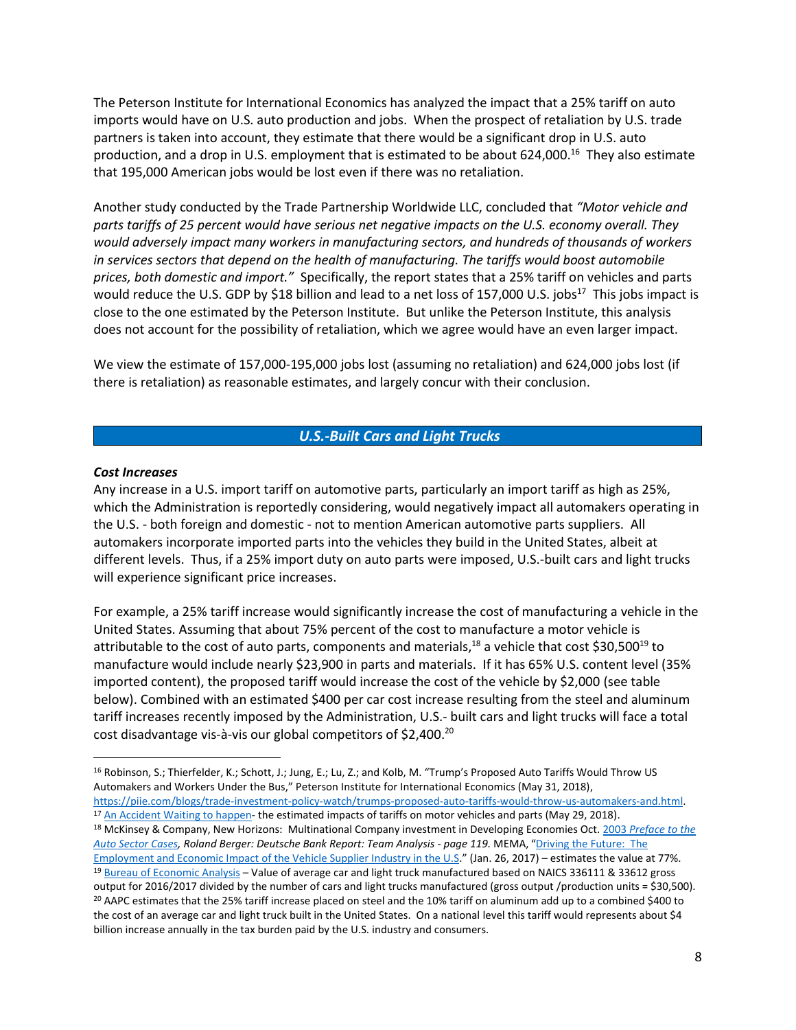The Peterson Institute for International Economics has analyzed the impact that a 25% tariff on auto imports would have on U.S. auto production and jobs. When the prospect of retaliation by U.S. trade partners is taken into account, they estimate that there would be a significant drop in U.S. auto production, and a drop in U.S. employment that is estimated to be about 624,000.[16] They also estimate that 195,000 American jobs would be lost even if there was no retaliation.

Another study conducted by the Trade Partnership Worldwide LLC, concluded that *"Motor vehicle and parts tariffs of 25 percent would have serious net negative impacts on the U.S. economy overall. They would adversely impact many workers in manufacturing sectors, and hundreds of thousands of workers in services sectors that depend on the health of manufacturing. The tariffs would boost automobile prices, both domestic and import."* Specifically, the report states that a 25% tariff on vehicles and parts would reduce the U.S. GDP by $18 billion and lead to a net loss of 157,000 U.S. jobs[17] This jobs impact is close to the one estimated by the Peterson Institute. But unlike the Peterson Institute, this analysis does not account for the possibility of retaliation, which we agree would have an even larger impact.

We view the estimate of 157,000-195,000 jobs lost (assuming no retaliation) and 624,000 jobs lost (if there is retaliation) as reasonable estimates, and largely concur with their conclusion.

## *U.S.-Built Cars and Light Trucks*

***Cost Increases***

Any increase in a U.S. import tariff on automotive parts, particularly an import tariff as high as 25%, which the Administration is reportedly considering, would negatively impact all automakers operating in the U.S. - both foreign and domestic - not to mention American automotive parts suppliers. All automakers incorporate imported parts into the vehicles they build in the United States, albeit at different levels. Thus, if a 25% import duty on auto parts were imposed, U.S.-built cars and light trucks will experience significant price increases.

For example, a 25% tariff increase would significantly increase the cost of manufacturing a vehicle in the United States. Assuming that about 75% percent of the cost to manufacture a motor vehicle is attributable to the cost of auto parts, components and materials,[18] a vehicle that cost $30,500[19] to manufacture would include nearly $23,900 in parts and materials. If it has 65% U.S. content level (35% imported content), the proposed tariff would increase the cost of the vehicle by $2,000 (see table below). Combined with an estimated $400 per car cost increase resulting from the steel and aluminum tariff increases recently imposed by the Administration, U.S.- built cars and light trucks will face a total cost disadvantage vis-à-vis our global competitors of $2,400.[20]

---

[16] Robinson, S.; Thierfelder, K.; Schott, J.; Jung, E.; Lu, Z.; and Kolb, M. "Trump's Proposed Auto Tariffs Would Throw US Automakers and Workers Under the Bus," Peterson Institute for International Economics (May 31, 2018), https://piie.com/blogs/trade-investment-policy-watch/trumps-proposed-auto-tariffs-would-throw-us-automakers-and.html.

[17] An Accident Waiting to happen- the estimated impacts of tariffs on motor vehicles and parts (May 29, 2018).

[18] McKinsey & Company, New Horizons: Multinational Company investment in Developing Economies Oct. 2003 *Preface to the Auto Sector Cases, Roland Berger: Deutsche Bank Report: Team Analysis - page 119.* MEMA, "Driving the Future: The Employment and Economic Impact of the Vehicle Supplier Industry in the U.S." (Jan. 26, 2017) – estimates the value at 77%.

[19] Bureau of Economic Analysis – Value of average car and light truck manufactured based on NAICS 336111 & 33612 gross output for 2016/2017 divided by the number of cars and light trucks manufactured (gross output /production units = $30,500).

[20] AAPC estimates that the 25% tariff increase placed on steel and the 10% tariff on aluminum add up to a combined $400 to the cost of an average car and light truck built in the United States. On a national level this tariff would represents about $4 billion increase annually in the tax burden paid by the U.S. industry and consumers.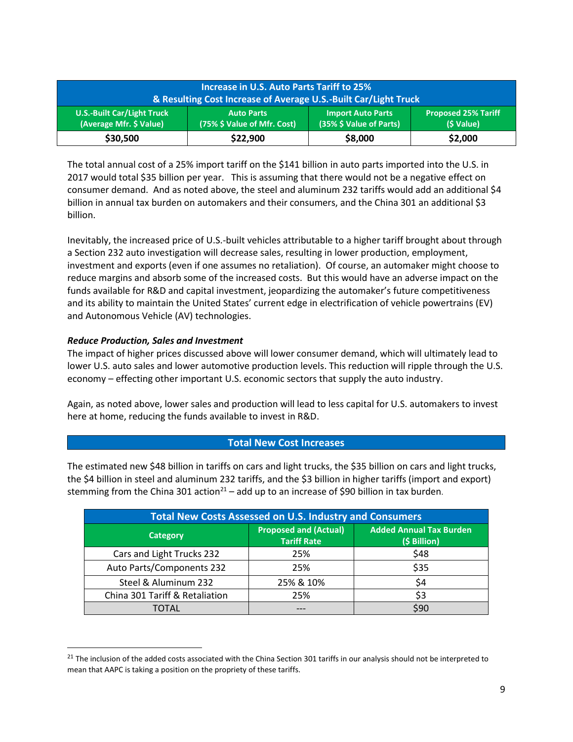| Increase in U.S. Auto Parts Tariff to 25% & Resulting Cost Increase of Average U.S.-Built Car/Light Truck | | | |
|---|---|---|---|
| U.S.-Built Car/Light Truck (Average Mfr. $ Value) | Auto Parts (75% $ Value of Mfr. Cost) | Import Auto Parts (35% $ Value of Parts) | Proposed 25% Tariff ($ Value) |
| **$30,500** | **$22,900** | **$8,000** | **$2,000** |

The total annual cost of a 25% import tariff on the $141 billion in auto parts imported into the U.S. in 2017 would total $35 billion per year. This is assuming that there would not be a negative effect on consumer demand. And as noted above, the steel and aluminum 232 tariffs would add an additional $4 billion in annual tax burden on automakers and their consumers, and the China 301 an additional $3 billion.

Inevitably, the increased price of U.S.-built vehicles attributable to a higher tariff brought about through a Section 232 auto investigation will decrease sales, resulting in lower production, employment, investment and exports (even if one assumes no retaliation). Of course, an automaker might choose to reduce margins and absorb some of the increased costs. But this would have an adverse impact on the funds available for R&D and capital investment, jeopardizing the automaker's future competitiveness and its ability to maintain the United States' current edge in electrification of vehicle powertrains (EV) and Autonomous Vehicle (AV) technologies.

***Reduce Production, Sales and Investment***

The impact of higher prices discussed above will lower consumer demand, which will ultimately lead to lower U.S. auto sales and lower automotive production levels. This reduction will ripple through the U.S. economy – effecting other important U.S. economic sectors that supply the auto industry.

Again, as noted above, lower sales and production will lead to less capital for U.S. automakers to invest here at home, reducing the funds available to invest in R&D.

## Total New Cost Increases

The estimated new $48 billion in tariffs on cars and light trucks, the $35 billion on cars and light trucks, the $4 billion in steel and aluminum 232 tariffs, and the $3 billion in higher tariffs (import and export) stemming from the China 301 action[21] – add up to an increase of $90 billion in tax burden.

| Total New Costs Assessed on U.S. Industry and Consumers | | |
|---|---|---|
| Category | Proposed and (Actual) Tariff Rate | Added Annual Tax Burden ($ Billion) |
| Cars and Light Trucks 232 | 25% | $48 |
| Auto Parts/Components 232 | 25% | $35 |
| Steel & Aluminum 232 | 25% & 10% | $4 |
| China 301 Tariff & Retaliation | 25% | $3 |
| TOTAL | --- | $90 |

[21] The inclusion of the added costs associated with the China Section 301 tariffs in our analysis should not be interpreted to mean that AAPC is taking a position on the propriety of these tariffs.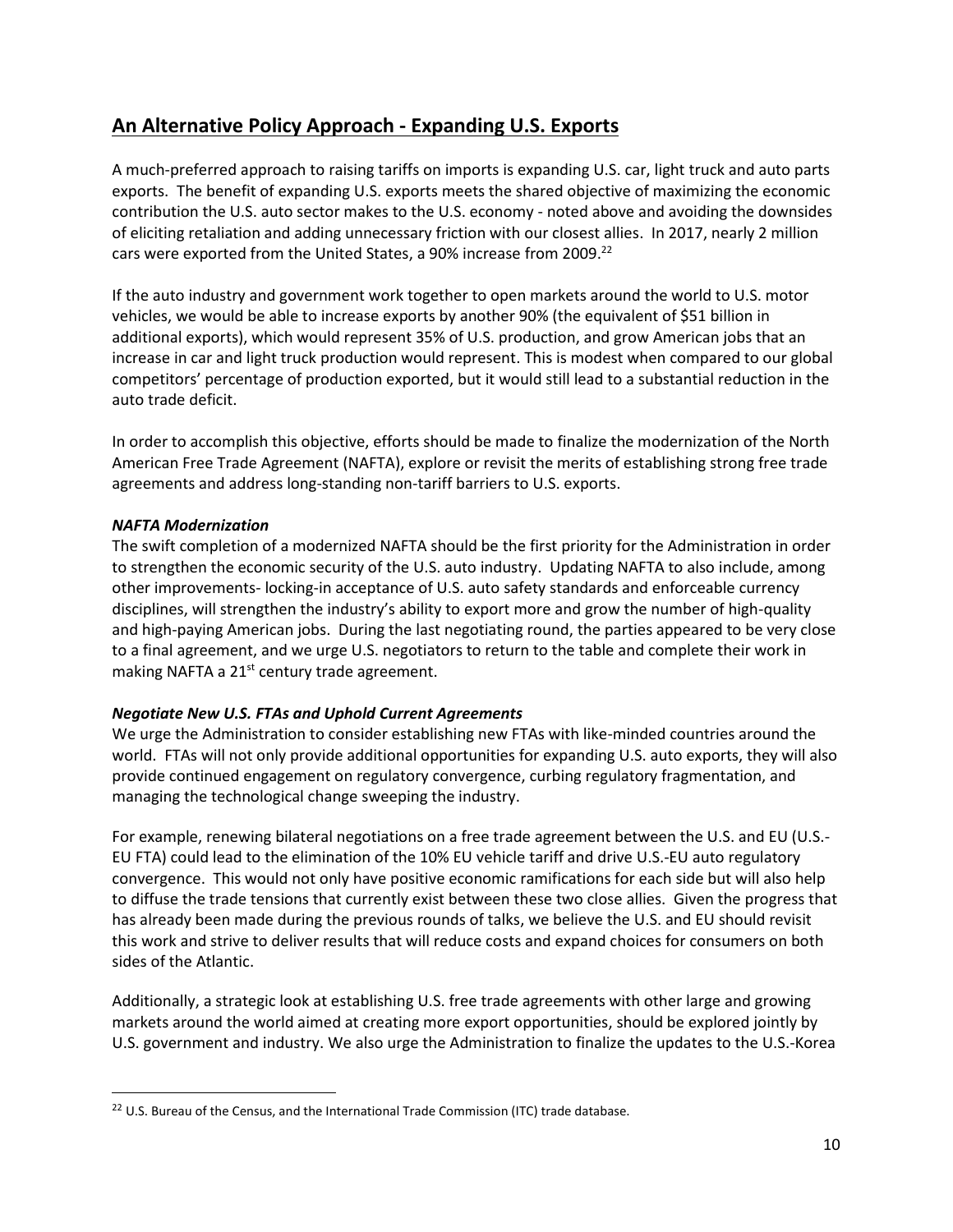## An Alternative Policy Approach - Expanding U.S. Exports

A much-preferred approach to raising tariffs on imports is expanding U.S. car, light truck and auto parts exports. The benefit of expanding U.S. exports meets the shared objective of maximizing the economic contribution the U.S. auto sector makes to the U.S. economy - noted above and avoiding the downsides of eliciting retaliation and adding unnecessary friction with our closest allies. In 2017, nearly 2 million cars were exported from the United States, a 90% increase from 2009.[22]

If the auto industry and government work together to open markets around the world to U.S. motor vehicles, we would be able to increase exports by another 90% (the equivalent of $51 billion in additional exports), which would represent 35% of U.S. production, and grow American jobs that an increase in car and light truck production would represent. This is modest when compared to our global competitors' percentage of production exported, but it would still lead to a substantial reduction in the auto trade deficit.

In order to accomplish this objective, efforts should be made to finalize the modernization of the North American Free Trade Agreement (NAFTA), explore or revisit the merits of establishing strong free trade agreements and address long-standing non-tariff barriers to U.S. exports.

***NAFTA Modernization***

The swift completion of a modernized NAFTA should be the first priority for the Administration in order to strengthen the economic security of the U.S. auto industry. Updating NAFTA to also include, among other improvements- locking-in acceptance of U.S. auto safety standards and enforceable currency disciplines, will strengthen the industry's ability to export more and grow the number of high-quality and high-paying American jobs. During the last negotiating round, the parties appeared to be very close to a final agreement, and we urge U.S. negotiators to return to the table and complete their work in making NAFTA a 21st century trade agreement.

***Negotiate New U.S. FTAs and Uphold Current Agreements***

We urge the Administration to consider establishing new FTAs with like-minded countries around the world. FTAs will not only provide additional opportunities for expanding U.S. auto exports, they will also provide continued engagement on regulatory convergence, curbing regulatory fragmentation, and managing the technological change sweeping the industry.

For example, renewing bilateral negotiations on a free trade agreement between the U.S. and EU (U.S.-EU FTA) could lead to the elimination of the 10% EU vehicle tariff and drive U.S.-EU auto regulatory convergence. This would not only have positive economic ramifications for each side but will also help to diffuse the trade tensions that currently exist between these two close allies. Given the progress that has already been made during the previous rounds of talks, we believe the U.S. and EU should revisit this work and strive to deliver results that will reduce costs and expand choices for consumers on both sides of the Atlantic.

Additionally, a strategic look at establishing U.S. free trade agreements with other large and growing markets around the world aimed at creating more export opportunities, should be explored jointly by U.S. government and industry. We also urge the Administration to finalize the updates to the U.S.-Korea

[22] U.S. Bureau of the Census, and the International Trade Commission (ITC) trade database.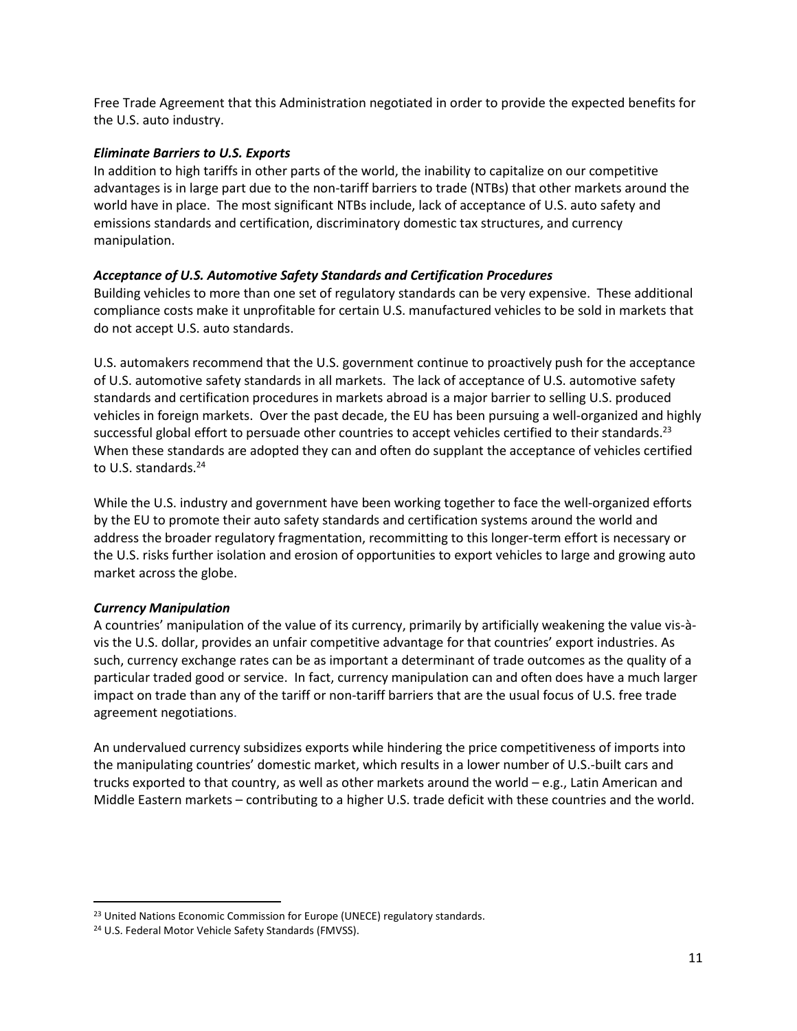Free Trade Agreement that this Administration negotiated in order to provide the expected benefits for the U.S. auto industry.

***Eliminate Barriers to U.S. Exports***

In addition to high tariffs in other parts of the world, the inability to capitalize on our competitive advantages is in large part due to the non-tariff barriers to trade (NTBs) that other markets around the world have in place. The most significant NTBs include, lack of acceptance of U.S. auto safety and emissions standards and certification, discriminatory domestic tax structures, and currency manipulation.

***Acceptance of U.S. Automotive Safety Standards and Certification Procedures***

Building vehicles to more than one set of regulatory standards can be very expensive. These additional compliance costs make it unprofitable for certain U.S. manufactured vehicles to be sold in markets that do not accept U.S. auto standards.

U.S. automakers recommend that the U.S. government continue to proactively push for the acceptance of U.S. automotive safety standards in all markets. The lack of acceptance of U.S. automotive safety standards and certification procedures in markets abroad is a major barrier to selling U.S. produced vehicles in foreign markets. Over the past decade, the EU has been pursuing a well-organized and highly successful global effort to persuade other countries to accept vehicles certified to their standards.[23] When these standards are adopted they can and often do supplant the acceptance of vehicles certified to U.S. standards.[24]

While the U.S. industry and government have been working together to face the well-organized efforts by the EU to promote their auto safety standards and certification systems around the world and address the broader regulatory fragmentation, recommitting to this longer-term effort is necessary or the U.S. risks further isolation and erosion of opportunities to export vehicles to large and growing auto market across the globe.

***Currency Manipulation***

A countries' manipulation of the value of its currency, primarily by artificially weakening the value vis-à-vis the U.S. dollar, provides an unfair competitive advantage for that countries' export industries. As such, currency exchange rates can be as important a determinant of trade outcomes as the quality of a particular traded good or service. In fact, currency manipulation can and often does have a much larger impact on trade than any of the tariff or non-tariff barriers that are the usual focus of U.S. free trade agreement negotiations.

An undervalued currency subsidizes exports while hindering the price competitiveness of imports into the manipulating countries' domestic market, which results in a lower number of U.S.-built cars and trucks exported to that country, as well as other markets around the world – e.g., Latin American and Middle Eastern markets – contributing to a higher U.S. trade deficit with these countries and the world.

---

[23] United Nations Economic Commission for Europe (UNECE) regulatory standards.

[24] U.S. Federal Motor Vehicle Safety Standards (FMVSS).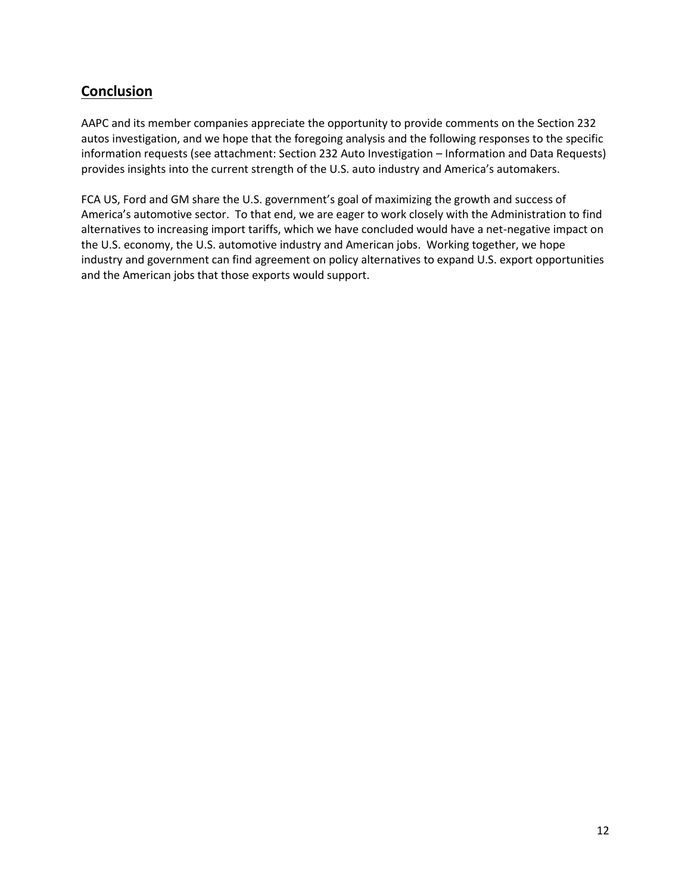## Conclusion

AAPC and its member companies appreciate the opportunity to provide comments on the Section 232 autos investigation, and we hope that the foregoing analysis and the following responses to the specific information requests (see attachment: Section 232 Auto Investigation – Information and Data Requests) provides insights into the current strength of the U.S. auto industry and America's automakers.

FCA US, Ford and GM share the U.S. government's goal of maximizing the growth and success of America's automotive sector. To that end, we are eager to work closely with the Administration to find alternatives to increasing import tariffs, which we have concluded would have a net-negative impact on the U.S. economy, the U.S. automotive industry and American jobs. Working together, we hope industry and government can find agreement on policy alternatives to expand U.S. export opportunities and the American jobs that those exports would support.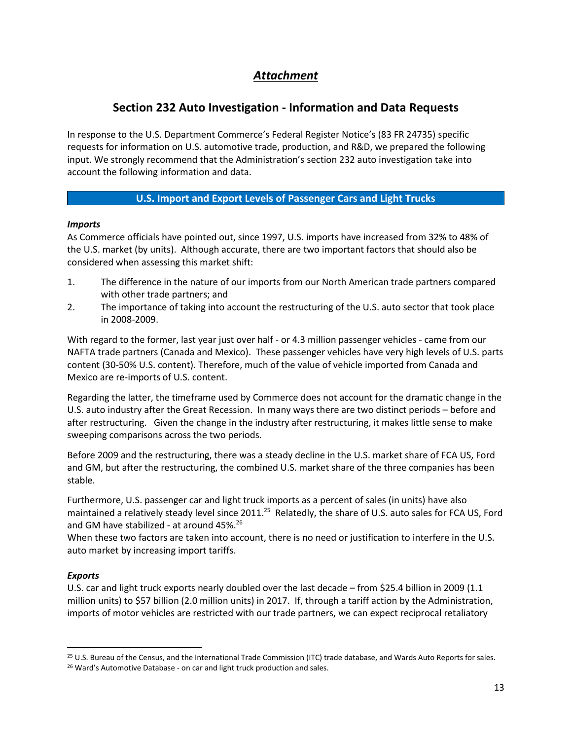# *Attachment*

## Section 232 Auto Investigation - Information and Data Requests

In response to the U.S. Department Commerce's Federal Register Notice's (83 FR 24735) specific requests for information on U.S. automotive trade, production, and R&D, we prepared the following input. We strongly recommend that the Administration's section 232 auto investigation take into account the following information and data.

### U.S. Import and Export Levels of Passenger Cars and Light Trucks

***Imports***

As Commerce officials have pointed out, since 1997, U.S. imports have increased from 32% to 48% of the U.S. market (by units). Although accurate, there are two important factors that should also be considered when assessing this market shift:

1. The difference in the nature of our imports from our North American trade partners compared with other trade partners; and
2. The importance of taking into account the restructuring of the U.S. auto sector that took place in 2008-2009.

With regard to the former, last year just over half - or 4.3 million passenger vehicles - came from our NAFTA trade partners (Canada and Mexico). These passenger vehicles have very high levels of U.S. parts content (30-50% U.S. content). Therefore, much of the value of vehicle imported from Canada and Mexico are re-imports of U.S. content.

Regarding the latter, the timeframe used by Commerce does not account for the dramatic change in the U.S. auto industry after the Great Recession. In many ways there are two distinct periods – before and after restructuring. Given the change in the industry after restructuring, it makes little sense to make sweeping comparisons across the two periods.

Before 2009 and the restructuring, there was a steady decline in the U.S. market share of FCA US, Ford and GM, but after the restructuring, the combined U.S. market share of the three companies has been stable.

Furthermore, U.S. passenger car and light truck imports as a percent of sales (in units) have also maintained a relatively steady level since 2011.[25] Relatedly, the share of U.S. auto sales for FCA US, Ford and GM have stabilized - at around 45%.[26]

When these two factors are taken into account, there is no need or justification to interfere in the U.S. auto market by increasing import tariffs.

***Exports***

U.S. car and light truck exports nearly doubled over the last decade – from $25.4 billion in 2009 (1.1 million units) to $57 billion (2.0 million units) in 2017. If, through a tariff action by the Administration, imports of motor vehicles are restricted with our trade partners, we can expect reciprocal retaliatory

---

[25] U.S. Bureau of the Census, and the International Trade Commission (ITC) trade database, and Wards Auto Reports for sales.

[26] Ward's Automotive Database - on car and light truck production and sales.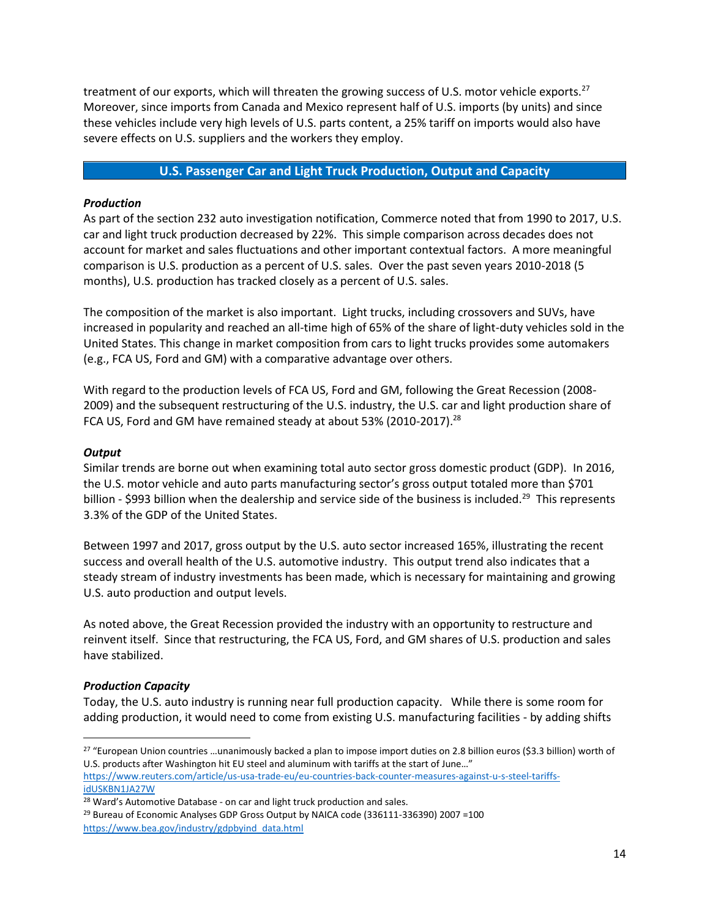treatment of our exports, which will threaten the growing success of U.S. motor vehicle exports.[27] Moreover, since imports from Canada and Mexico represent half of U.S. imports (by units) and since these vehicles include very high levels of U.S. parts content, a 25% tariff on imports would also have severe effects on U.S. suppliers and the workers they employ.

## U.S. Passenger Car and Light Truck Production, Output and Capacity

***Production***

As part of the section 232 auto investigation notification, Commerce noted that from 1990 to 2017, U.S. car and light truck production decreased by 22%. This simple comparison across decades does not account for market and sales fluctuations and other important contextual factors. A more meaningful comparison is U.S. production as a percent of U.S. sales. Over the past seven years 2010-2018 (5 months), U.S. production has tracked closely as a percent of U.S. sales.

The composition of the market is also important. Light trucks, including crossovers and SUVs, have increased in popularity and reached an all-time high of 65% of the share of light-duty vehicles sold in the United States. This change in market composition from cars to light trucks provides some automakers (e.g., FCA US, Ford and GM) with a comparative advantage over others.

With regard to the production levels of FCA US, Ford and GM, following the Great Recession (2008-2009) and the subsequent restructuring of the U.S. industry, the U.S. car and light production share of FCA US, Ford and GM have remained steady at about 53% (2010-2017).[28]

***Output***

Similar trends are borne out when examining total auto sector gross domestic product (GDP). In 2016, the U.S. motor vehicle and auto parts manufacturing sector's gross output totaled more than $701 billion - $993 billion when the dealership and service side of the business is included.[29] This represents 3.3% of the GDP of the United States.

Between 1997 and 2017, gross output by the U.S. auto sector increased 165%, illustrating the recent success and overall health of the U.S. automotive industry. This output trend also indicates that a steady stream of industry investments has been made, which is necessary for maintaining and growing U.S. auto production and output levels.

As noted above, the Great Recession provided the industry with an opportunity to restructure and reinvent itself. Since that restructuring, the FCA US, Ford, and GM shares of U.S. production and sales have stabilized.

***Production Capacity***

Today, the U.S. auto industry is running near full production capacity. While there is some room for adding production, it would need to come from existing U.S. manufacturing facilities - by adding shifts

---

[27] "European Union countries …unanimously backed a plan to impose import duties on 2.8 billion euros ($3.3 billion) worth of U.S. products after Washington hit EU steel and aluminum with tariffs at the start of June…" https://www.reuters.com/article/us-usa-trade-eu/eu-countries-back-counter-measures-against-u-s-steel-tariffs-idUSKBN1JA27W

[28] Ward's Automotive Database - on car and light truck production and sales.

[29] Bureau of Economic Analyses GDP Gross Output by NAICA code (336111-336390) 2007 =100 https://www.bea.gov/industry/gdpbyind_data.html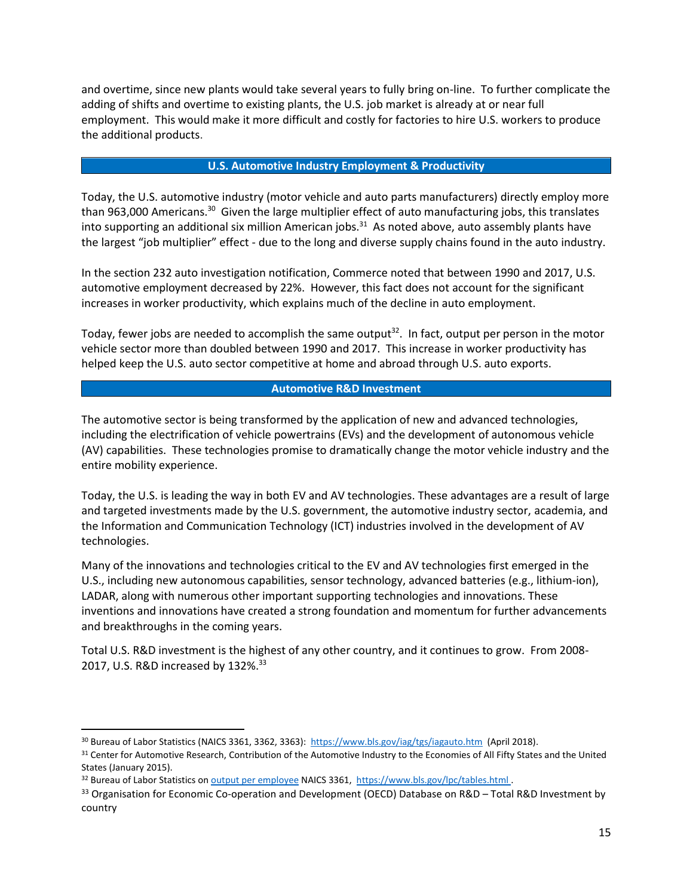and overtime, since new plants would take several years to fully bring on-line. To further complicate the adding of shifts and overtime to existing plants, the U.S. job market is already at or near full employment. This would make it more difficult and costly for factories to hire U.S. workers to produce the additional products.

## U.S. Automotive Industry Employment & Productivity

Today, the U.S. automotive industry (motor vehicle and auto parts manufacturers) directly employ more than 963,000 Americans.[30] Given the large multiplier effect of auto manufacturing jobs, this translates into supporting an additional six million American jobs.[31] As noted above, auto assembly plants have the largest "job multiplier" effect - due to the long and diverse supply chains found in the auto industry.

In the section 232 auto investigation notification, Commerce noted that between 1990 and 2017, U.S. automotive employment decreased by 22%. However, this fact does not account for the significant increases in worker productivity, which explains much of the decline in auto employment.

Today, fewer jobs are needed to accomplish the same output[32]. In fact, output per person in the motor vehicle sector more than doubled between 1990 and 2017. This increase in worker productivity has helped keep the U.S. auto sector competitive at home and abroad through U.S. auto exports.

## Automotive R&D Investment

The automotive sector is being transformed by the application of new and advanced technologies, including the electrification of vehicle powertrains (EVs) and the development of autonomous vehicle (AV) capabilities. These technologies promise to dramatically change the motor vehicle industry and the entire mobility experience.

Today, the U.S. is leading the way in both EV and AV technologies. These advantages are a result of large and targeted investments made by the U.S. government, the automotive industry sector, academia, and the Information and Communication Technology (ICT) industries involved in the development of AV technologies.

Many of the innovations and technologies critical to the EV and AV technologies first emerged in the U.S., including new autonomous capabilities, sensor technology, advanced batteries (e.g., lithium-ion), LADAR, along with numerous other important supporting technologies and innovations. These inventions and innovations have created a strong foundation and momentum for further advancements and breakthroughs in the coming years.

Total U.S. R&D investment is the highest of any other country, and it continues to grow. From 2008-2017, U.S. R&D increased by 132%.[33]

---

[30] Bureau of Labor Statistics (NAICS 3361, 3362, 3363): https://www.bls.gov/iag/tgs/iagauto.htm (April 2018).

[31] Center for Automotive Research, Contribution of the Automotive Industry to the Economies of All Fifty States and the United States (January 2015).

[32] Bureau of Labor Statistics on output per employee NAICS 3361, https://www.bls.gov/lpc/tables.html .

[33] Organisation for Economic Co-operation and Development (OECD) Database on R&D – Total R&D Investment by country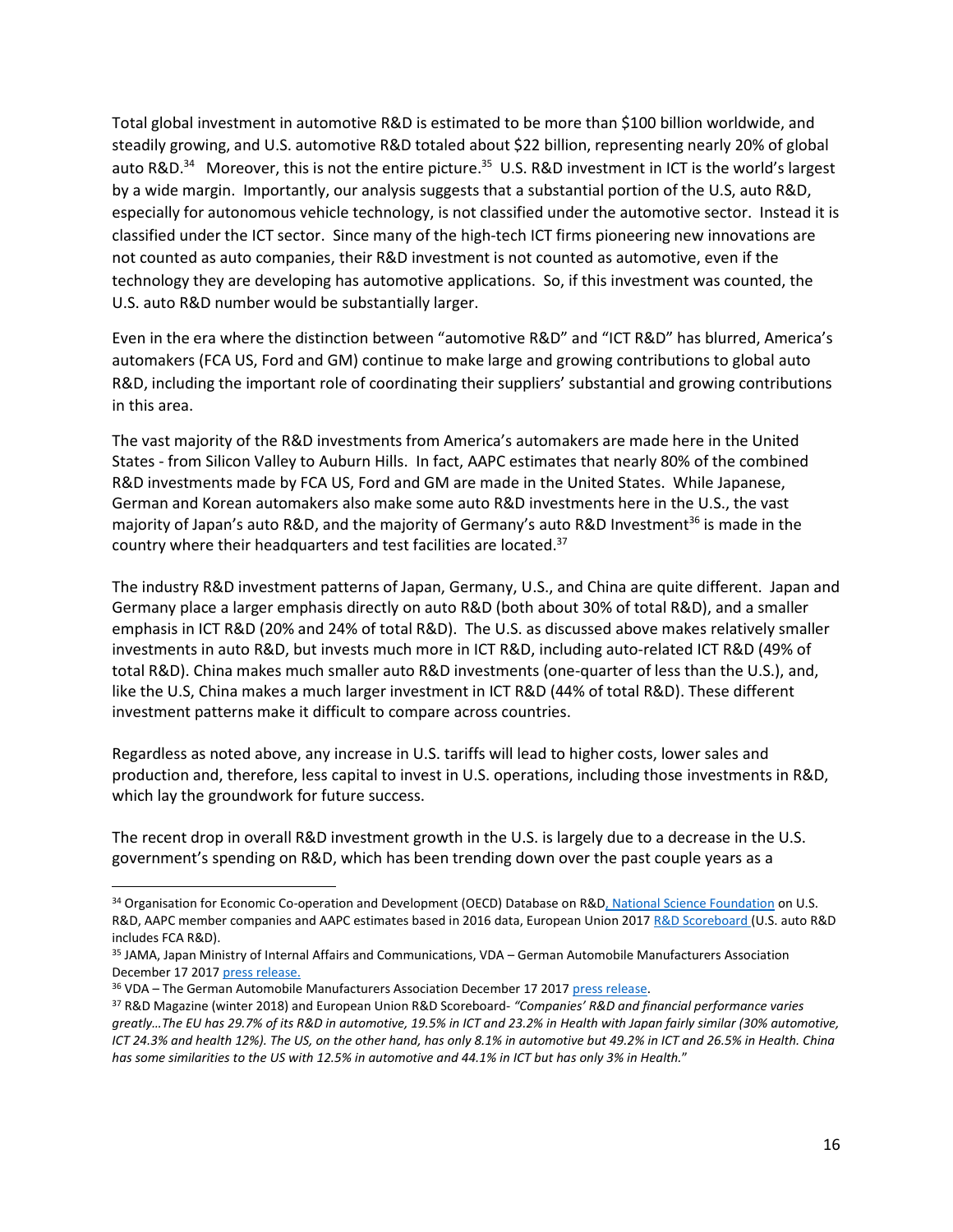Total global investment in automotive R&D is estimated to be more than $100 billion worldwide, and steadily growing, and U.S. automotive R&D totaled about $22 billion, representing nearly 20% of global auto R&D.[34] Moreover, this is not the entire picture.[35] U.S. R&D investment in ICT is the world's largest by a wide margin. Importantly, our analysis suggests that a substantial portion of the U.S, auto R&D, especially for autonomous vehicle technology, is not classified under the automotive sector. Instead it is classified under the ICT sector. Since many of the high-tech ICT firms pioneering new innovations are not counted as auto companies, their R&D investment is not counted as automotive, even if the technology they are developing has automotive applications. So, if this investment was counted, the U.S. auto R&D number would be substantially larger.

Even in the era where the distinction between "automotive R&D" and "ICT R&D" has blurred, America's automakers (FCA US, Ford and GM) continue to make large and growing contributions to global auto R&D, including the important role of coordinating their suppliers' substantial and growing contributions in this area.

The vast majority of the R&D investments from America's automakers are made here in the United States - from Silicon Valley to Auburn Hills. In fact, AAPC estimates that nearly 80% of the combined R&D investments made by FCA US, Ford and GM are made in the United States. While Japanese, German and Korean automakers also make some auto R&D investments here in the U.S., the vast majority of Japan's auto R&D, and the majority of Germany's auto R&D Investment[36] is made in the country where their headquarters and test facilities are located.[37]

The industry R&D investment patterns of Japan, Germany, U.S., and China are quite different. Japan and Germany place a larger emphasis directly on auto R&D (both about 30% of total R&D), and a smaller emphasis in ICT R&D (20% and 24% of total R&D). The U.S. as discussed above makes relatively smaller investments in auto R&D, but invests much more in ICT R&D, including auto-related ICT R&D (49% of total R&D). China makes much smaller auto R&D investments (one-quarter of less than the U.S.), and, like the U.S, China makes a much larger investment in ICT R&D (44% of total R&D). These different investment patterns make it difficult to compare across countries.

Regardless as noted above, any increase in U.S. tariffs will lead to higher costs, lower sales and production and, therefore, less capital to invest in U.S. operations, including those investments in R&D, which lay the groundwork for future success.

The recent drop in overall R&D investment growth in the U.S. is largely due to a decrease in the U.S. government's spending on R&D, which has been trending down over the past couple years as a

---

[34] Organisation for Economic Co-operation and Development (OECD) Database on R&D, National Science Foundation on U.S. R&D, AAPC member companies and AAPC estimates based in 2016 data, European Union 2017 R&D Scoreboard (U.S. auto R&D includes FCA R&D).

[35] JAMA, Japan Ministry of Internal Affairs and Communications, VDA – German Automobile Manufacturers Association December 17 2017 press release.

[36] VDA – The German Automobile Manufacturers Association December 17 2017 press release.

[37] R&D Magazine (winter 2018) and European Union R&D Scoreboard- *"Companies' R&D and financial performance varies greatly…The EU has 29.7% of its R&D in automotive, 19.5% in ICT and 23.2% in Health with Japan fairly similar (30% automotive, ICT 24.3% and health 12%). The US, on the other hand, has only 8.1% in automotive but 49.2% in ICT and 26.5% in Health. China has some similarities to the US with 12.5% in automotive and 44.1% in ICT but has only 3% in Health."*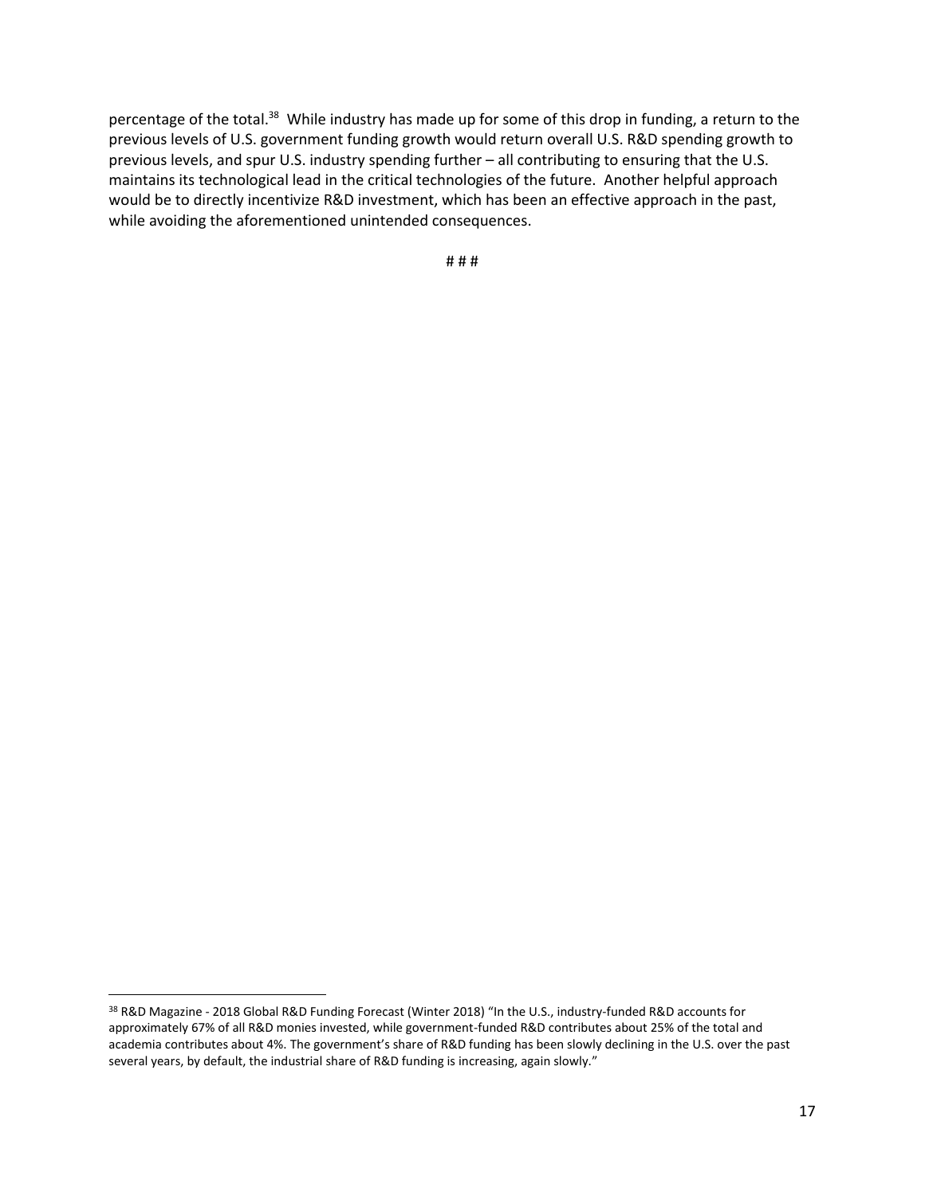percentage of the total.[38] While industry has made up for some of this drop in funding, a return to the previous levels of U.S. government funding growth would return overall U.S. R&D spending growth to previous levels, and spur U.S. industry spending further – all contributing to ensuring that the U.S. maintains its technological lead in the critical technologies of the future. Another helpful approach would be to directly incentivize R&D investment, which has been an effective approach in the past, while avoiding the aforementioned unintended consequences.

# # #

[38] R&D Magazine - 2018 Global R&D Funding Forecast (Winter 2018) "In the U.S., industry-funded R&D accounts for approximately 67% of all R&D monies invested, while government-funded R&D contributes about 25% of the total and academia contributes about 4%. The government's share of R&D funding has been slowly declining in the U.S. over the past several years, by default, the industrial share of R&D funding is increasing, again slowly."